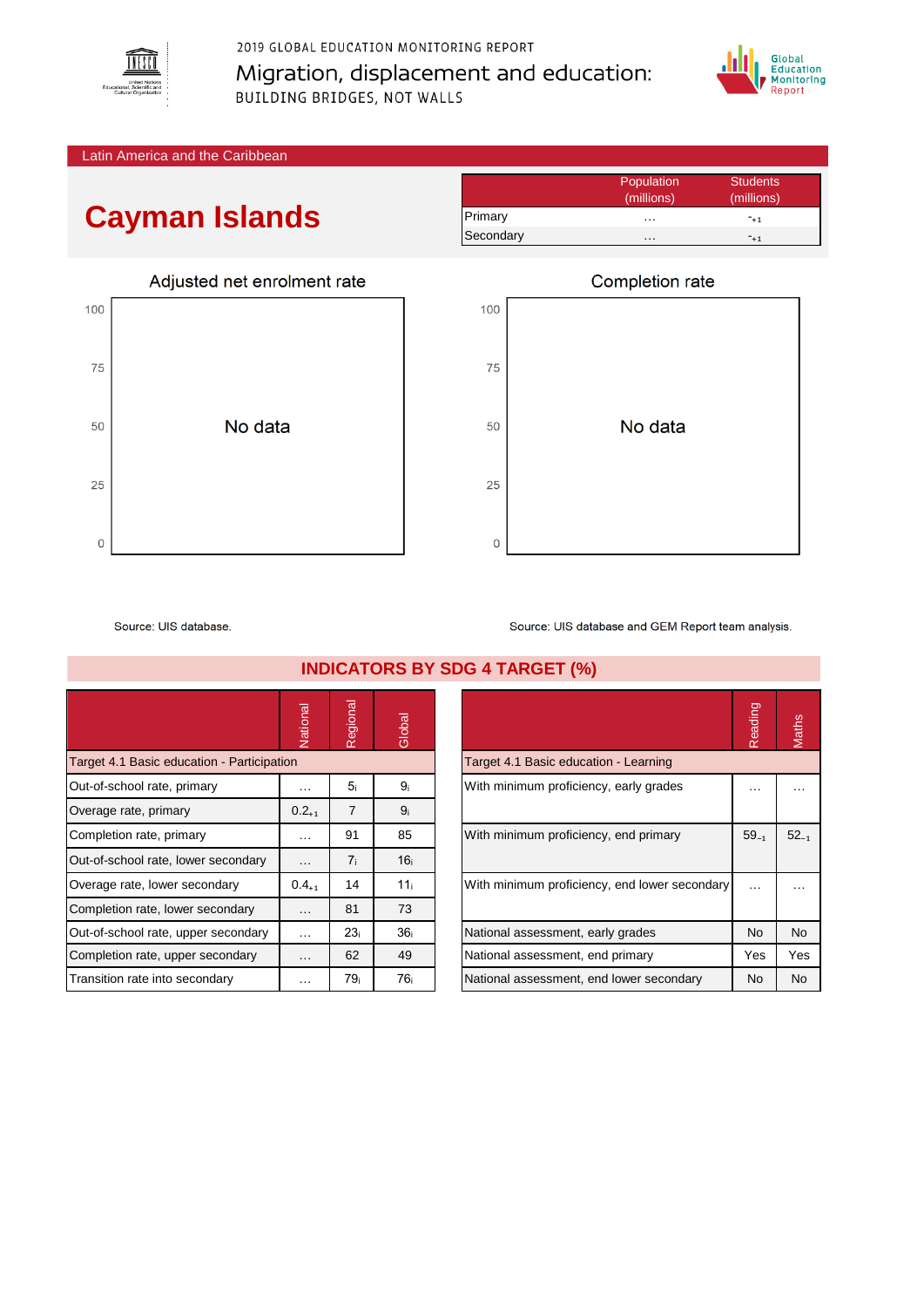2019 GLOBAL EDUCATION MONITORING REPORT

Migration, displacement and education:

BUILDING BRIDGES, NOT WALLS

Latin America and the Caribbean

# Cayman Islands

| | Population (millions) | Students (millions) |
|---|---|---|
| Primary | … | $-_{+1}$ |
| Secondary | … | $-_{+1}$ |

## Adjusted net enrolment rate

No data

Source: UIS database.

## Completion rate

No data

Source: UIS database and GEM Report team analysis.

## INDICATORS BY SDG 4 TARGET (%)

| | National | Regional | Global |
|---|---|---|---|
| Target 4.1 Basic education - Participation | | | |
| Out-of-school rate, primary | … | $5_i$ | $9_i$ |
| Overage rate, primary | $0.2_{+1}$ | 7 | $9_i$ |
| Completion rate, primary | … | 91 | 85 |
| Out-of-school rate, lower secondary | … | $7_i$ | $16_i$ |
| Overage rate, lower secondary | $0.4_{+1}$ | 14 | $11_i$ |
| Completion rate, lower secondary | … | 81 | 73 |
| Out-of-school rate, upper secondary | … | $23_i$ | $36_i$ |
| Completion rate, upper secondary | … | 62 | 49 |
| Transition rate into secondary | … | $79_i$ | $76_i$ |

| | Reading | Maths |
|---|---|---|
| Target 4.1 Basic education - Learning | | |
| With minimum proficiency, early grades | … | … |
| With minimum proficiency, end primary | $59_{-1}$ | $52_{-1}$ |
| With minimum proficiency, end lower secondary | … | … |
| National assessment, early grades | No | No |
| National assessment, end primary | Yes | Yes |
| National assessment, end lower secondary | No | No |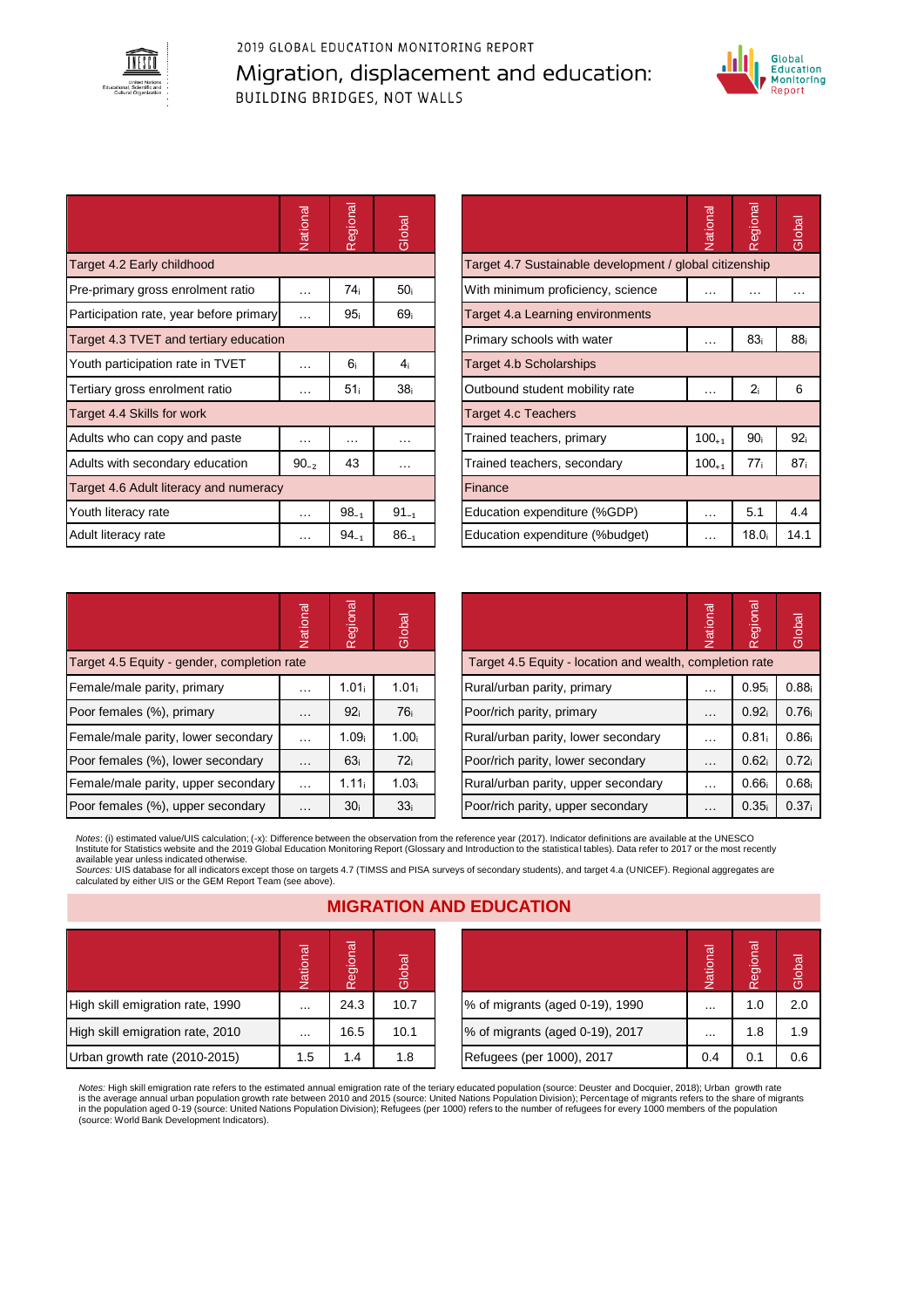| | National | Regional | Global |
|---|---|---|---|
| Target 4.2 Early childhood | | | |
| Pre-primary gross enrolment ratio | … | $74_i$ | $50_i$ |
| Participation rate, year before primary | … | $95_i$ | $69_i$ |
| Target 4.3 TVET and tertiary education | | | |
| Youth participation rate in TVET | … | $6_i$ | $4_i$ |
| Tertiary gross enrolment ratio | … | $51_i$ | $38_i$ |
| Target 4.4 Skills for work | | | |
| Adults who can copy and paste | … | … | … |
| Adults with secondary education | $90_{-2}$ | 43 | … |
| Target 4.6 Adult literacy and numeracy | | | |
| Youth literacy rate | … | $98_{-1}$ | $91_{-1}$ |
| Adult literacy rate | … | $94_{-1}$ | $86_{-1}$ |

| | National | Regional | Global |
|---|---|---|---|
| Target 4.7 Sustainable development / global citizenship | | | |
| With minimum proficiency, science | … | … | … |
| Target 4.a Learning environments | | | |
| Primary schools with water | … | $83_i$ | $88_i$ |
| Target 4.b Scholarships | | | |
| Outbound student mobility rate | … | $2_i$ | 6 |
| Target 4.c Teachers | | | |
| Trained teachers, primary | $100_{+1}$ | $90_i$ | $92_i$ |
| Trained teachers, secondary | $100_{+1}$ | $77_i$ | $87_i$ |
| Finance | | | |
| Education expenditure (%GDP) | … | 5.1 | 4.4 |
| Education expenditure (%budget) | … | $18.0_i$ | 14.1 |

| | National | Regional | Global |
|---|---|---|---|
| Target 4.5 Equity - gender, completion rate | | | |
| Female/male parity, primary | … | $1.01_i$ | $1.01_i$ |
| Poor females (%), primary | … | $92_i$ | $76_i$ |
| Female/male parity, lower secondary | … | $1.09_i$ | $1.00_i$ |
| Poor females (%), lower secondary | … | $63_i$ | $72_i$ |
| Female/male parity, upper secondary | … | $1.11_i$ | $1.03_i$ |
| Poor females (%), upper secondary | … | $30_i$ | $33_i$ |

| | National | Regional | Global |
|---|---|---|---|
| Target 4.5 Equity - location and wealth, completion rate | | | |
| Rural/urban parity, primary | … | $0.95_i$ | $0.88_i$ |
| Poor/rich parity, primary | … | $0.92_i$ | $0.76_i$ |
| Rural/urban parity, lower secondary | … | $0.81_i$ | $0.86_i$ |
| Poor/rich parity, lower secondary | … | $0.62_i$ | $0.72_i$ |
| Rural/urban parity, upper secondary | … | $0.66_i$ | $0.68_i$ |
| Poor/rich parity, upper secondary | … | $0.35_i$ | $0.37_i$ |

*Notes*: (i) estimated value/UIS calculation; (-x): Difference between the observation from the reference year (2017). Indicator definitions are available at the UNESCO Institute for Statistics website and the 2019 Global Education Monitoring Report (Glossary and Introduction to the statistical tables). Data refer to 2017 or the most recently available year unless indicated otherwise.
*Sources:* UIS database for all indicators except those on targets 4.7 (TIMSS and PISA surveys of secondary students), and target 4.a (UNICEF). Regional aggregates are calculated by either UIS or the GEM Report Team (see above).

## MIGRATION AND EDUCATION

| | National | Regional | Global |
|---|---|---|---|
| High skill emigration rate, 1990 | … | 24.3 | 10.7 |
| High skill emigration rate, 2010 | … | 16.5 | 10.1 |
| Urban growth rate (2010-2015) | 1.5 | 1.4 | 1.8 |

| | National | Regional | Global |
|---|---|---|---|
| % of migrants (aged 0-19), 1990 | … | 1.0 | 2.0 |
| % of migrants (aged 0-19), 2017 | … | 1.8 | 1.9 |
| Refugees (per 1000), 2017 | 0.4 | 0.1 | 0.6 |

*Notes:* High skill emigration rate refers to the estimated annual emigration rate of the teriary educated population (source: Deuster and Docquier, 2018); Urban growth rate is the average annual urban population growth rate between 2010 and 2015 (source: United Nations Population Division); Percentage of migrants refers to the share of migrants in the population aged 0-19 (source: United Nations Population Division); Refugees (per 1000) refers to the number of refugees for every 1000 members of the population (source: World Bank Development Indicators).